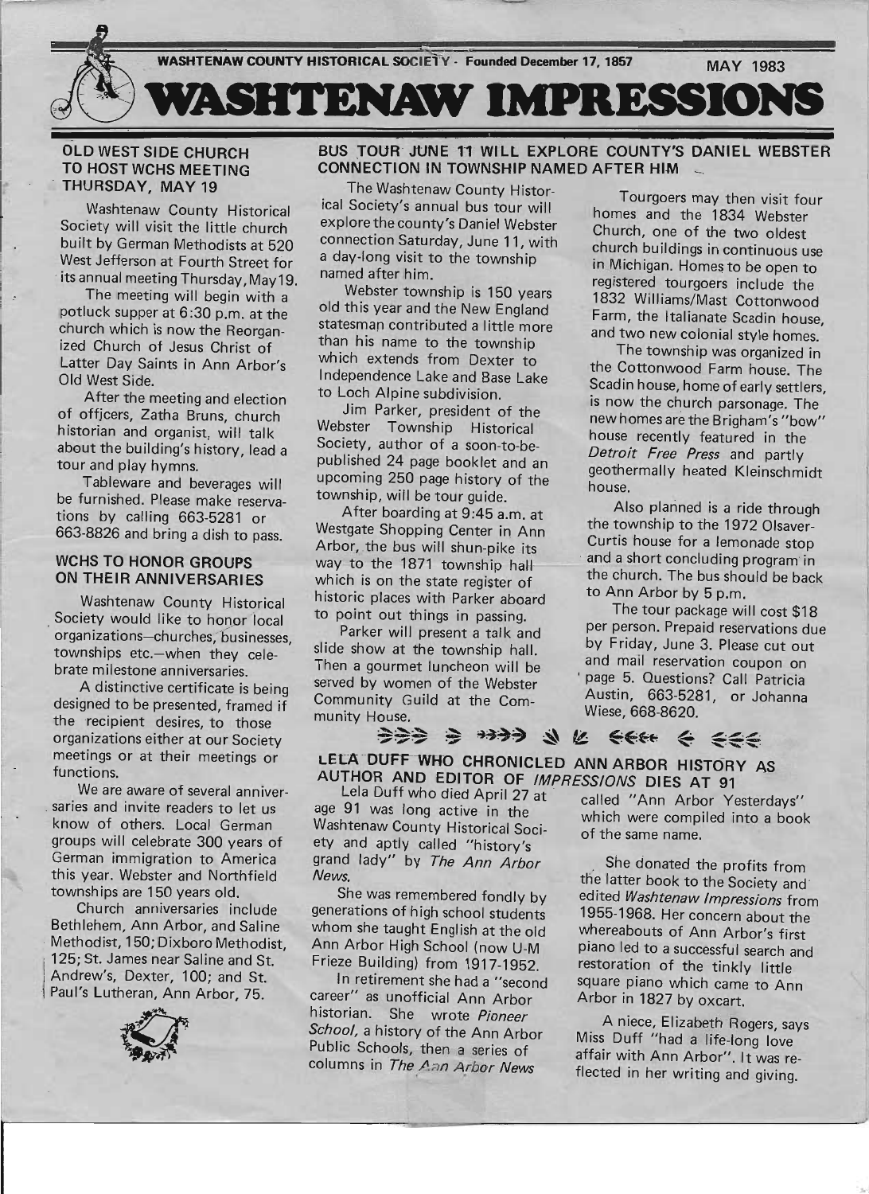WASHTENAW COUNTY HISTORICAL SOCIETY - Founded December 17, 1857 — MAY 1983

# WASHTENAW IMPRESSIONS

## OLD WEST SIDE CHURCH TO HOST WCHS MEETING THURSDAY, MAY 19

Washtenaw County Historical Society will visit the little church built by German Methodists at 520 West Jefferson at Fourth Street for its annual meeting Thursday, May 19.

The meeting will begin with a potluck supper at 6:30 p.m. at the church which is now the Reorganized Church of Jesus Christ of Latter Day Saints in Ann Arbor's Old West Side.

After the meeting and election of officers, Zatha Bruns, church historian and organist, will talk about the building's history, lead a tour and play hymns.

Tableware and beverages will be furnished. Please make reservations by calling 663-5281 or 663-8826 and bring a dish to pass.

## WCHS TO HONOR GROUPS ON THEIR ANNIVERSARIES

Washtenaw County Historical Society would like to honor local organizations—churches, businesses, townships etc.—when they celebrate milestone anniversaries.

A distinctive certificate is being designed to be presented, framed if the recipient desires, to those organizations either at our Society meetings or at their meetings or functions.

We are aware of several anniversaries and invite readers to let us know of others. Local German groups will celebrate 300 years of German immigration to America this year. Webster and Northfield townships are 150 years old.

Church anniversaries include Bethlehem, Ann Arbor, and Saline Methodist, 150; Dixboro Methodist, 125; St. James near Saline and St. Andrew's, Dexter, 100; and St. Paul's Lutheran, Ann Arbor, 75.

## BUS TOUR JUNE 11 WILL EXPLORE COUNTY'S DANIEL WEBSTER CONNECTION IN TOWNSHIP NAMED AFTER HIM

The Washtenaw County Historical Society's annual bus tour will explore the county's Daniel Webster connection Saturday, June 11, with a day-long visit to the township named after him.

Webster township is 150 years old this year and the New England statesman contributed a little more than his name to the township which extends from Dexter to Independence Lake and Base Lake to Loch Alpine subdivision.

Jim Parker, president of the Webster Township Historical Society, author of a soon-to-be-published 24 page booklet and an upcoming 250 page history of the township, will be tour guide.

After boarding at 9:45 a.m. at Westgate Shopping Center in Ann Arbor, the bus will shun-pike its way to the 1871 township hall which is on the state register of historic places with Parker aboard to point out things in passing.

Parker will present a talk and slide show at the township hall. Then a gourmet luncheon will be served by women of the Webster Community Guild at the Community House.

Tourgoers may then visit four homes and the 1834 Webster Church, one of the two oldest church buildings in continuous use in Michigan. Homes to be open to registered tourgoers include the 1832 Williams/Mast Cottonwood Farm, the Italianate Scadin house, and two new colonial style homes.

The township was organized in the Cottonwood Farm house. The Scadin house, home of early settlers, is now the church parsonage. The new homes are the Brigham's "bow" house recently featured in the *Detroit Free Press* and partly geothermally heated Kleinschmidt house.

Also planned is a ride through the township to the 1972 Olsaver-Curtis house for a lemonade stop and a short concluding program in the church. The bus should be back to Ann Arbor by 5 p.m.

The tour package will cost $18 per person. Prepaid reservations due by Friday, June 3. Please cut out and mail reservation coupon on page 5. Questions? Call Patricia Austin, 663-5281, or Johanna Wiese, 668-8620.

## LELA DUFF WHO CHRONICLED ANN ARBOR HISTORY AS AUTHOR AND EDITOR OF *IMPRESSIONS* DIES AT 91

Lela Duff who died April 27 at age 91 was long active in the Washtenaw County Historical Society and aptly called "history's grand lady" by *The Ann Arbor News*.

She was remembered fondly by generations of high school students whom she taught English at the old Ann Arbor High School (now U-M Frieze Building) from 1917-1952.

In retirement she had a "second career" as unofficial Ann Arbor historian. She wrote *Pioneer School*, a history of the Ann Arbor Public Schools, then a series of columns in *The Ann Arbor News* called "Ann Arbor Yesterdays" which were compiled into a book of the same name.

She donated the profits from the latter book to the Society and edited *Washtenaw Impressions* from 1955-1968. Her concern about the whereabouts of Ann Arbor's first piano led to a successful search and restoration of the tinkly little square piano which came to Ann Arbor in 1827 by oxcart.

A niece, Elizabeth Rogers, says Miss Duff "had a life-long love affair with Ann Arbor". It was reflected in her writing and giving.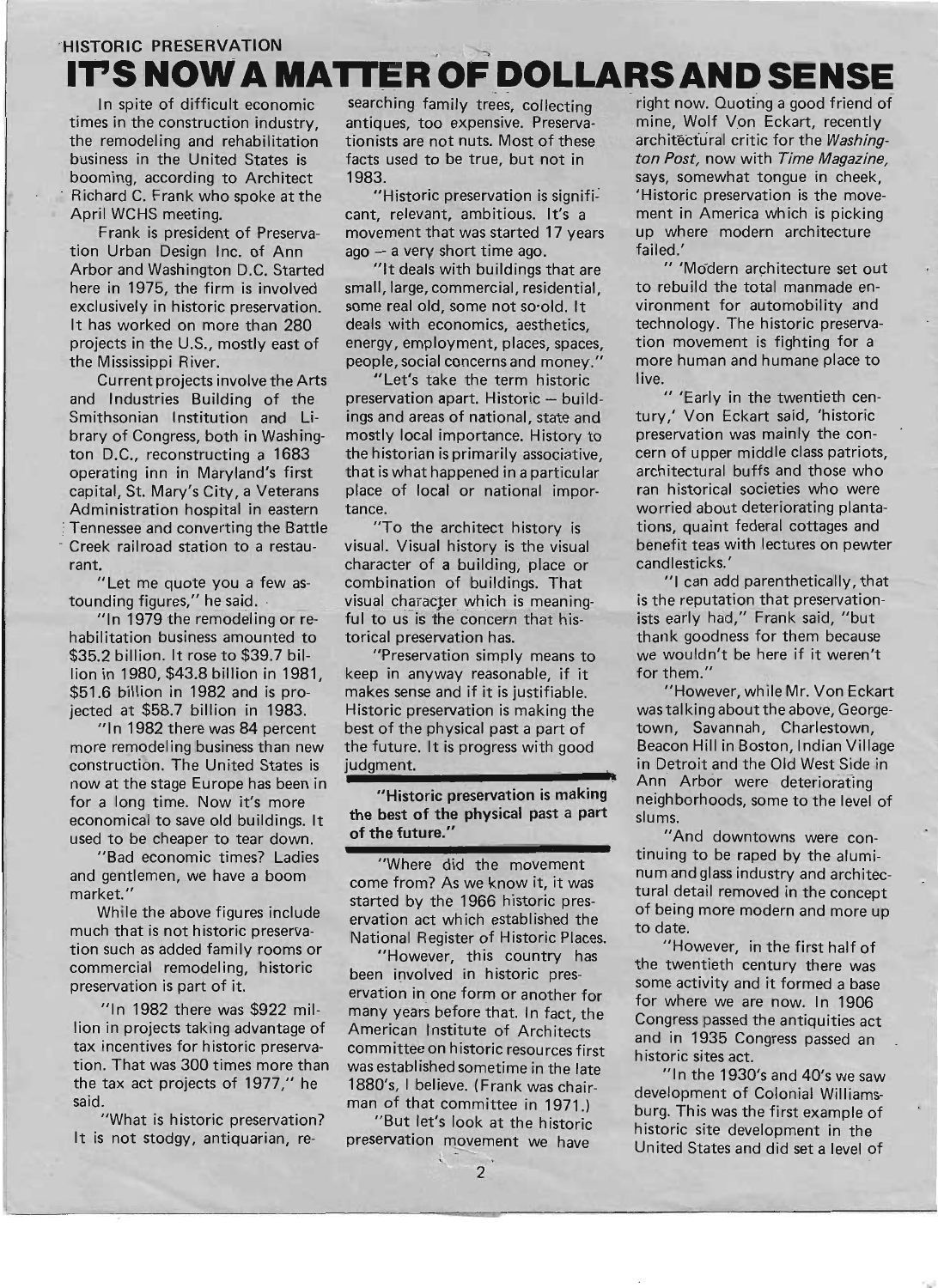HISTORIC PRESERVATION

# IT'S NOW A MATTER OF DOLLARS AND SENSE

In spite of difficult economic times in the construction industry, the remodeling and rehabilitation business in the United States is booming, according to Architect Richard C. Frank who spoke at the April WCHS meeting.

Frank is president of Preservation Urban Design Inc. of Ann Arbor and Washington D.C. Started here in 1975, the firm is involved exclusively in historic preservation. It has worked on more than 280 projects in the U.S., mostly east of the Mississippi River.

Current projects involve the Arts and Industries Building of the Smithsonian Institution and Library of Congress, both in Washington D.C., reconstructing a 1683 operating inn in Maryland's first capital, St. Mary's City, a Veterans Administration hospital in eastern Tennessee and converting the Battle Creek railroad station to a restaurant.

"Let me quote you a few astounding figures," he said.

"In 1979 the remodeling or rehabilitation business amounted to $35.2 billion. It rose to $39.7 billion in 1980, $43.8 billion in 1981, $51.6 billion in 1982 and is projected at $58.7 billion in 1983.

"In 1982 there was 84 percent more remodeling business than new construction. The United States is now at the stage Europe has been in for a long time. Now it's more economical to save old buildings. It used to be cheaper to tear down.

"Bad economic times? Ladies and gentlemen, we have a boom market."

While the above figures include much that is not historic preservation such as added family rooms or commercial remodeling, historic preservation is part of it.

"In 1982 there was $922 million in projects taking advantage of tax incentives for historic preservation. That was 300 times more than the tax act projects of 1977," he said.

"What is historic preservation? It is not stodgy, antiquarian, researching family trees, collecting antiques, too expensive. Preservationists are not nuts. Most of these facts used to be true, but not in 1983.

"Historic preservation is significant, relevant, ambitious. It's a movement that was started 17 years ago -- a very short time ago.

"It deals with buildings that are small, large, commercial, residential, some real old, some not so old. It deals with economics, aesthetics, energy, employment, places, spaces, people, social concerns and money."

"Let's take the term historic preservation apart. Historic -- buildings and areas of national, state and mostly local importance. History to the historian is primarily associative, that is what happened in a particular place of local or national importance.

"To the architect history is visual. Visual history is the visual character of a building, place or combination of buildings. That visual character which is meaningful to us is the concern that historical preservation has.

"Preservation simply means to keep in anyway reasonable, if it makes sense and if it is justifiable. Historic preservation is making the best of the physical past a part of the future. It is progress with good judgment.

**"Historic preservation is making the best of the physical past a part of the future."**

"Where did the movement come from? As we know it, it was started by the 1966 historic preservation act which established the National Register of Historic Places.

"However, this country has been involved in historic preservation in one form or another for many years before that. In fact, the American Institute of Architects committee on historic resources first was established sometime in the late 1880's, I believe. (Frank was chairman of that committee in 1971.)

"But let's look at the historic preservation movement we have right now. Quoting a good friend of mine, Wolf Von Eckart, recently architectural critic for the *Washington Post*, now with *Time Magazine*, says, somewhat tongue in cheek, 'Historic preservation is the movement in America which is picking up where modern architecture failed.'

" 'Modern architecture set out to rebuild the total manmade environment for automobility and technology. The historic preservation movement is fighting for a more human and humane place to live.

" 'Early in the twentieth century,' Von Eckart said, 'historic preservation was mainly the concern of upper middle class patriots, architectural buffs and those who ran historical societies who were worried about deteriorating plantations, quaint federal cottages and benefit teas with lectures on pewter candlesticks.'

"I can add parenthetically, that is the reputation that preservationists early had," Frank said, "but thank goodness for them because we wouldn't be here if it weren't for them."

"However, while Mr. Von Eckart was talking about the above, Georgetown, Savannah, Charlestown, Beacon Hill in Boston, Indian Village in Detroit and the Old West Side in Ann Arbor were deteriorating neighborhoods, some to the level of slums.

"And downtowns were continuing to be raped by the aluminum and glass industry and architectural detail removed in the concept of being more modern and more up to date.

"However, in the first half of the twentieth century there was some activity and it formed a base for where we are now. In 1906 Congress passed the antiquities act and in 1935 Congress passed an historic sites act.

"In the 1930's and 40's we saw development of Colonial Williamsburg. This was the first example of historic site development in the United States and did set a level of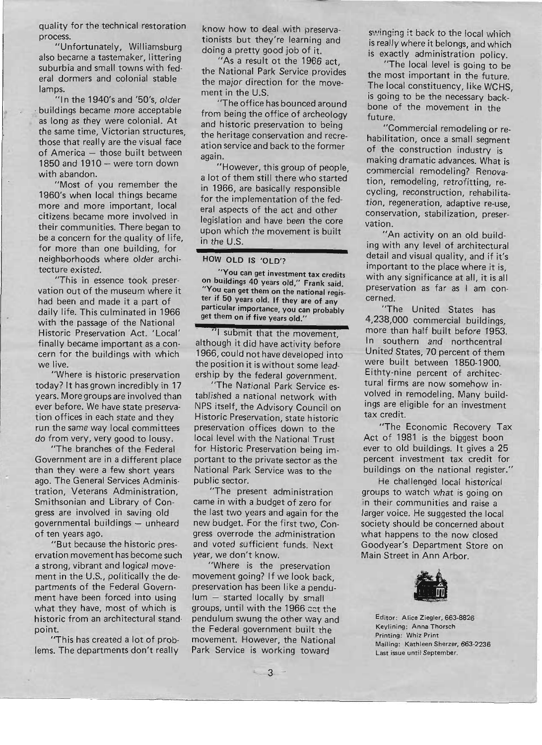quality for the technical restoration process.

"Unfortunately, Williamsburg also became a tastemaker, littering suburbia and small towns with federal dormers and colonial stable lamps.

"In the 1940's and '50's, older buildings became more acceptable as long as they were colonial. At the same time, Victorian structures, those that really are the visual face of America – those built between 1850 and 1910 – were torn down with abandon.

"Most of you remember the 1960's when local things became more and more important, local citizens became more involved in their communities. There began to be a concern for the quality of life, for more than one building, for neighborhoods where older architecture existed.

"This in essence took preservation out of the museum where it had been and made it a part of daily life. This culminated in 1966 with the passage of the National Historic Preservation Act. 'Local' finally became important as a concern for the buildings with which we live.

"Where is historic preservation today? It has grown incredibly in 17 years. More groups are involved than ever before. We have state preservation offices in each state and they run the same way local committees do from very, very good to lousy.

"The branches of the Federal Government are in a different place than they were a few short years ago. The General Services Administration, Veterans Administration, Smithsonian and Library of Congress are involved in saving old governmental buildings – unheard of ten years ago.

"But because the historic preservation movement has become such a strong, vibrant and logical movement in the U.S., politically the departments of the Federal Government have been forced into using what they have, most of which is historic from an architectural standpoint.

"This has created a lot of problems. The departments don't really know how to deal with preservationists but they're learning and doing a pretty good job of it.

"As a result ot the 1966 act, the National Park Service provides the major direction for the movement in the U.S.

"The office has bounced around from being the office of archeology and historic preservation to being the heritage conservation and recreation service and back to the former again.

"However, this group of people, a lot of them still there who started in 1966, are basically responsible for the implementation of the federal aspects of the act and other legislation and have been the core upon which the movement is built in the U.S.

**HOW OLD IS 'OLD'?**

**"You can get investment tax credits on buildings 40 years old," Frank said. "You can get them on the national register if 50 years old. If they are of any particular importance, you can probably get them on if five years old."**

"I submit that the movement, although it did have activity before 1966, could not have developed into the position it is without some leadership by the federal government.

"The National Park Service established a national network with NPS itself, the Advisory Council on Historic Preservation, state historic preservation offices down to the local level with the National Trust for Historic Preservation being important to the private sector as the National Park Service was to the public sector.

"The present administration came in with a budget of zero for the last two years and again for the new budget. For the first two, Congress overrode the administration and voted sufficient funds. Next year, we don't know.

"Where is the preservation movement going? If we look back, preservation has been like a pendulum – started locally by small groups, until with the 1966 act the pendulum swung the other way and the Federal government built the movement. However, the National Park Service is working toward swinging it back to the local which is really where it belongs, and which is exactly administration policy.

"The local level is going to be the most important in the future. The local constituency, like WCHS, is going to be the necessary backbone of the movement in the future.

"Commercial remodeling or rehabilitation, once a small segment of the construction industry is making dramatic advances. What is commercial remodeling? Renovation, remodeling, retrofitting, recycling, reconstruction, rehabilitation, regeneration, adaptive re-use, conservation, stabilization, preservation.

"An activity on an old building with any level of architectural detail and visual quality, and if it's important to the place where it is, with any significance at all, it is all preservation as far as I am concerned.

"The United States has 4,238,000 commercial buildings, more than half built before 1953. In southern and northcentral United States, 70 percent of them were built between 1850-1900. Eithty-nine percent of architectural firms are now somehow involved in remodeling. Many buildings are eligible for an investment tax credit.

"The Economic Recovery Tax Act of 1981 is the biggest boon ever to old buildings. It gives a 25 percent investment tax credit for buildings on the national register."

He challenged local historical groups to watch what is going on in their communities and raise a larger voice. He suggested the local society should be concerned about what happens to the now closed Goodyear's Department Store on Main Street in Ann Arbor.

Editor: Alice Ziegler, 663-8826
Keylining: Anna Thorsch
Printing: Whiz Print
Mailing: Kathleen Sherzer, 663-2236
Last issue until September.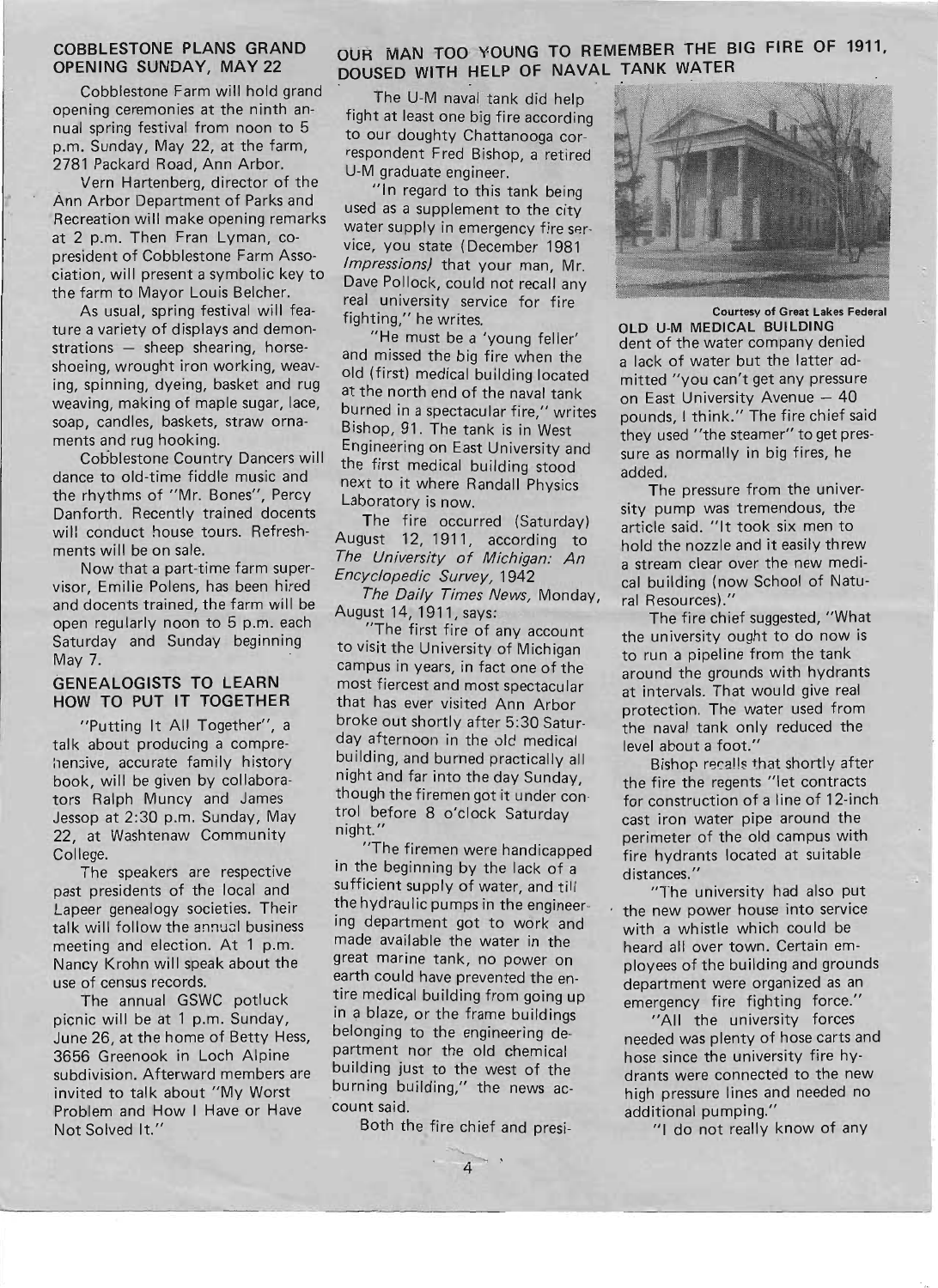## COBBLESTONE PLANS GRAND OPENING SUNDAY, MAY 22

Cobblestone Farm will hold grand opening ceremonies at the ninth annual spring festival from noon to 5 p.m. Sunday, May 22, at the farm, 2781 Packard Road, Ann Arbor.

Vern Hartenberg, director of the Ann Arbor Department of Parks and Recreation will make opening remarks at 2 p.m. Then Fran Lyman, co-president of Cobblestone Farm Association, will present a symbolic key to the farm to Mayor Louis Belcher.

As usual, spring festival will feature a variety of displays and demonstrations — sheep shearing, horseshoeing, wrought iron working, weaving, spinning, dyeing, basket and rug weaving, making of maple sugar, lace, soap, candles, baskets, straw ornaments and rug hooking.

Cobblestone Country Dancers will dance to old-time fiddle music and the rhythms of "Mr. Bones", Percy Danforth. Recently trained docents will conduct house tours. Refreshments will be on sale.

Now that a part-time farm supervisor, Emilie Polens, has been hired and docents trained, the farm will be open regularly noon to 5 p.m. each Saturday and Sunday beginning May 7.

## GENEALOGISTS TO LEARN HOW TO PUT IT TOGETHER

"Putting It All Together", a talk about producing a comprehensive, accurate family history book, will be given by collaborators Ralph Muncy and James Jessop at 2:30 p.m. Sunday, May 22, at Washtenaw Community College.

The speakers are respective past presidents of the local and Lapeer genealogy societies. Their talk will follow the annual business meeting and election. At 1 p.m. Nancy Krohn will speak about the use of census records.

The annual GSWC potluck picnic will be at 1 p.m. Sunday, June 26, at the home of Betty Hess, 3656 Greenook in Loch Alpine subdivision. Afterward members are invited to talk about "My Worst Problem and How I Have or Have Not Solved It."

## OUR MAN TOO YOUNG TO REMEMBER THE BIG FIRE OF 1911, DOUSED WITH HELP OF NAVAL TANK WATER

The U-M naval tank did help fight at least one big fire according to our doughty Chattanooga correspondent Fred Bishop, a retired U-M graduate engineer.

"In regard to this tank being used as a supplement to the city water supply in emergency fire service, you state (December 1981 *Impressions*) that your man, Mr. Dave Pollock, could not recall any real university service for fire fighting," he writes.

"He must be a 'young feller' and missed the big fire when the old (first) medical building located at the north end of the naval tank burned in a spectacular fire," writes Bishop, 91. The tank is in West Engineering on East University and the first medical building stood next to it where Randall Physics Laboratory is now.

The fire occurred (Saturday) August 12, 1911, according to *The University of Michigan: An Encyclopedic Survey*, 1942

*The Daily Times News*, Monday, August 14, 1911, says:

"The first fire of any account to visit the University of Michigan campus in years, in fact one of the most fiercest and most spectacular that has ever visited Ann Arbor broke out shortly after 5:30 Saturday afternoon in the old medical building, and burned practically all night and far into the day Sunday, though the firemen got it under control before 8 o'clock Saturday night."

"The firemen were handicapped in the beginning by the lack of a sufficient supply of water, and till the hydraulic pumps in the engineering department got to work and made available the water in the great marine tank, no power on earth could have prevented the entire medical building from going up in a blaze, or the frame buildings belonging to the engineering department nor the old chemical building just to the west of the burning building," the news account said.

Both the fire chief and president of the water company denied a lack of water but the latter admitted "you can't get any pressure on East University Avenue — 40 pounds, I think." The fire chief said they used "the steamer" to get pressure as normally in big fires, he added.

Courtesy of Great Lakes Federal

**OLD U-M MEDICAL BUILDING**

The pressure from the university pump was tremendous, the article said. "It took six men to hold the nozzle and it easily threw a stream clear over the new medical building (now School of Natural Resources)."

The fire chief suggested, "What the university ought to do now is to run a pipeline from the tank around the grounds with hydrants at intervals. That would give real protection. The water used from the naval tank only reduced the level about a foot."

Bishop recalls that shortly after the fire the regents "let contracts for construction of a line of 12-inch cast iron water pipe around the perimeter of the old campus with fire hydrants located at suitable distances."

"The university had also put the new power house into service with a whistle which could be heard all over town. Certain employees of the building and grounds department were organized as an emergency fire fighting force."

"All the university forces needed was plenty of hose carts and hose since the university fire hydrants were connected to the new high pressure lines and needed no additional pumping."

"I do not really know of any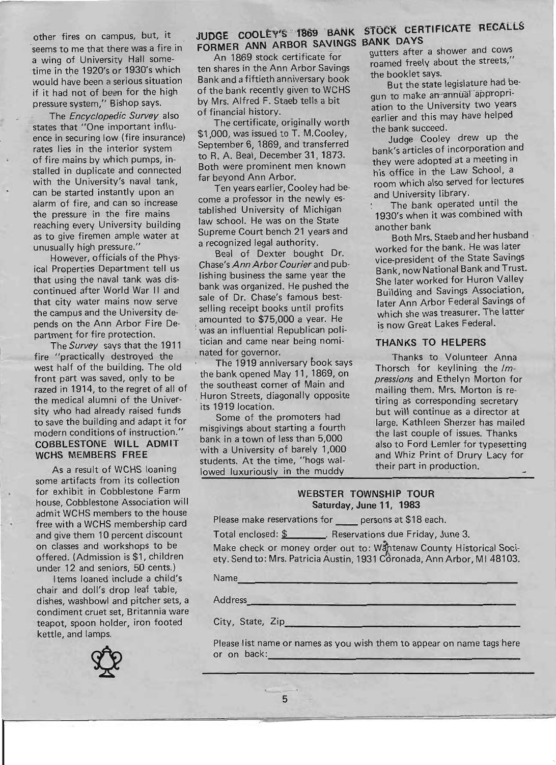other fires on campus, but, it seems to me that there was a fire in a wing of University Hall sometime in the 1920's or 1930's which would have been a serious situation if it had not of been for the high pressure system," Bishop says.

The *Encyclopedic Survey* also states that "One important influence in securing low (fire insurance) rates lies in the interior system of fire mains by which pumps, installed in duplicate and connected with the University's naval tank, can be started instantly upon an alarm of fire, and can so increase the pressure in the fire mains reaching every University building as to give firemen ample water at unusually high pressure."

However, officials of the Physical Properties Department tell us that using the naval tank was discontinued after World War II and that city water mains now serve the campus and the University depends on the Ann Arbor Fire Department for fire protection.

The *Survey* says that the 1911 fire "practically destroyed the west half of the building. The old front part was saved, only to be razed in 1914, to the regret of all of the medical alumni of the University who had already raised funds to save the building and adapt it for modern conditions of instruction."

## COBBLESTONE WILL ADMIT WCHS MEMBERS FREE

As a result of WCHS loaning some artifacts from its collection for exhibit in Cobblestone Farm house, Cobblestone Association will admit WCHS members to the house free with a WCHS membership card and give them 10 percent discount on classes and workshops to be offered. (Admission is $1, children under 12 and seniors, 50 cents.)

Items loaned include a child's chair and doll's drop leaf table, dishes, washbowl and pitcher sets, a condiment cruet set, Britannia ware teapot, spoon holder, iron footed kettle, and lamps.

## JUDGE COOLEY'S 1869 BANK STOCK CERTIFICATE RECALLS FORMER ANN ARBOR SAVINGS BANK DAYS

An 1869 stock certificate for ten shares in the Ann Arbor Savings Bank and a fiftieth anniversary book of the bank recently given to WCHS by Mrs. Alfred F. Staeb tells a bit of financial history.

The certificate, originally worth $1,000, was issued to T. M.Cooley, September 6, 1869, and transferred to R. A. Beal, December 31, 1873. Both were prominent men known far beyond Ann Arbor.

Ten years earlier, Cooley had become a professor in the newly established University of Michigan law school. He was on the State Supreme Court bench 21 years and a recognized legal authority.

Beal of Dexter bought Dr. Chase's *Ann Arbor Courier* and publishing business the same year the bank was organized. He pushed the sale of Dr. Chase's famous best-selling receipt books until profits amounted to $75,000 a year. He was an influential Republican politician and came near being nominated for governor.

The 1919 anniversary book says the bank opened May 11, 1869, on the southeast corner of Main and Huron Streets, diagonally opposite its 1919 location.

Some of the promoters had misgivings about starting a fourth bank in a town of less than 5,000 with a University of barely 1,000 students. At the time, "hogs wallowed luxuriously in the muddy gutters after a shower and cows roamed freely about the streets," the booklet says.

But the state legislature had begun to make an annual appropriation to the University two years earlier and this may have helped the bank succeed.

Judge Cooley drew up the bank's articles of incorporation and they were adopted at a meeting in his office in the Law School, a room which also served for lectures and University library.

The bank operated until the 1930's when it was combined with another bank

Both Mrs. Staeb and her husband worked for the bank. He was later vice-president of the State Savings Bank, now National Bank and Trust. She later worked for Huron Valley Building and Savings Association, later Ann Arbor Federal Savings of which she was treasurer. The latter is now Great Lakes Federal.

## THANKS TO HELPERS

Thanks to Volunteer Anna Thorsch for keylining the *Impressions* and Ethelyn Morton for mailing them. Mrs. Morton is retiring as corresponding secretary but will continue as a director at large. Kathleen Sherzer has mailed the last couple of issues. Thanks also to Ford Lemler for typesetting and Whiz Print of Drury Lacy for their part in production.

## WEBSTER TOWNSHIP TOUR
### Saturday, June 11, 1983

Please make reservations for ____ persons at $18 each.

Total enclosed: $________. Reservations due Friday, June 3.

Make check or money order out to: Washtenaw County Historical Society. Send to: Mrs. Patricia Austin, 1931 Coronada, Ann Arbor, MI 48103.

Name________________________________

Address________________________________

City, State, Zip________________________________

Please list name or names as you wish them to appear on name tags here or on back:________________________________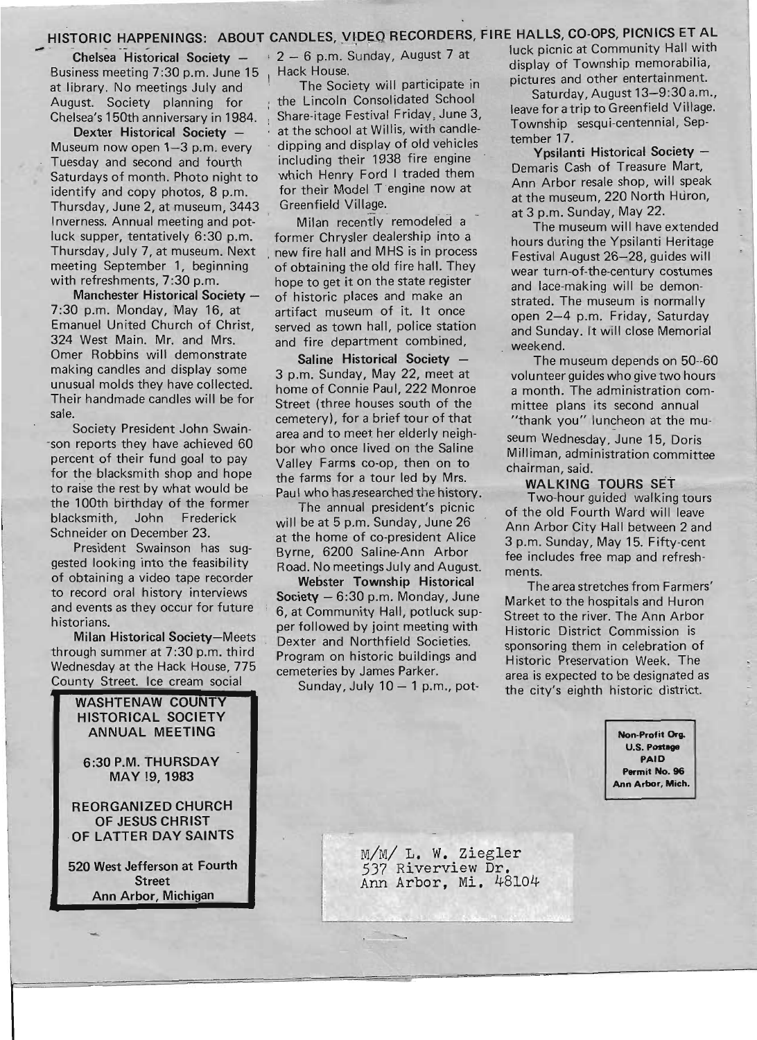## HISTORIC HAPPENINGS: ABOUT CANDLES, VIDEO RECORDERS, FIRE HALLS, CO-OPS, PICNICS ET AL

**Chelsea Historical Society** – Business meeting 7:30 p.m. June 15 at library. No meetings July and August. Society planning for Chelsea's 150th anniversary in 1984.

**Dexter Historical Society** – Museum now open 1–3 p.m. every Tuesday and second and fourth Saturdays of month. Photo night to identify and copy photos, 8 p.m. Thursday, June 2, at museum, 3443 Inverness. Annual meeting and pot-luck supper, tentatively 6:30 p.m. Thursday, July 7, at museum. Next meeting September 1, beginning with refreshments, 7:30 p.m.

**Manchester Historical Society** – 7:30 p.m. Monday, May 16, at Emanuel United Church of Christ, 324 West Main. Mr. and Mrs. Omer Robbins will demonstrate making candles and display some unusual molds they have collected. Their handmade candles will be for sale.

Society President John Swainson reports they have achieved 60 percent of their fund goal to pay for the blacksmith shop and hope to raise the rest by what would be the 100th birthday of the former blacksmith, John Frederick Schneider on December 23.

President Swainson has suggested looking into the feasibility of obtaining a video tape recorder to record oral history interviews and events as they occur for future historians.

**Milan Historical Society**–Meets through summer at 7:30 p.m. third Wednesday at the Hack House, 775 County Street. Ice cream social 2 – 6 p.m. Sunday, August 7 at Hack House.

The Society will participate in the Lincoln Consolidated School Share-itage Festival Friday, June 3, at the school at Willis, with candle-dipping and display of old vehicles including their 1938 fire engine which Henry Ford I traded them for their Model T engine now at Greenfield Village.

Milan recently remodeled a former Chrysler dealership into a new fire hall and MHS is in process of obtaining the old fire hall. They hope to get it on the state register of historic places and make an artifact museum of it. It once served as town hall, police station and fire department combined.

**Saline Historical Society** – 3 p.m. Sunday, May 22, meet at home of Connie Paul, 222 Monroe Street (three houses south of the cemetery), for a brief tour of that area and to meet her elderly neighbor who once lived on the Saline Valley Farms co-op, then on to the farms for a tour led by Mrs. Paul who has researched the history.

The annual president's picnic will be at 5 p.m. Sunday, June 26 at the home of co-president Alice Byrne, 6200 Saline-Ann Arbor Road. No meetings July and August.

**Webster Township Historical Society** – 6:30 p.m. Monday, June 6, at Community Hall, potluck supper followed by joint meeting with Dexter and Northfield Societies. Program on historic buildings and cemeteries by James Parker.

Sunday, July 10 – 1 p.m., pot-luck picnic at Community Hall with display of Township memorabilia, pictures and other entertainment.

Saturday, August 13–9:30 a.m., leave for a trip to Greenfield Village. Township sesqui-centennial, September 17.

**Ypsilanti Historical Society** – Demaris Cash of Treasure Mart, Ann Arbor resale shop, will speak at the museum, 220 North Huron, at 3 p.m. Sunday, May 22.

The museum will have extended hours during the Ypsilanti Heritage Festival August 26–28, guides will wear turn-of-the-century costumes and lace-making will be demonstrated. The museum is normally open 2–4 p.m. Friday, Saturday and Sunday. It will close Memorial weekend.

The museum depends on 50–60 volunteer guides who give two hours a month. The administration committee plans its second annual "thank you" luncheon at the museum Wednesday, June 15, Doris Milliman, administration committee chairman, said.

### WALKING TOURS SET

Two-hour guided walking tours of the old Fourth Ward will leave Ann Arbor City Hall between 2 and 3 p.m. Sunday, May 15. Fifty-cent fee includes free map and refreshments.

The area stretches from Farmers' Market to the hospitals and Huron Street to the river. The Ann Arbor Historic District Commission is sponsoring them in celebration of Historic Preservation Week. The area is expected to be designated as the city's eighth historic district.

**WASHTENAW COUNTY HISTORICAL SOCIETY ANNUAL MEETING**

**6:30 P.M. THURSDAY MAY 19, 1983**

**REORGANIZED CHURCH OF JESUS CHRIST OF LATTER DAY SAINTS**

**520 West Jefferson at Fourth Street**
**Ann Arbor, Michigan**

Non-Profit Org.
U.S. Postage
PAID
Permit No. 96
Ann Arbor, Mich.

M/M/ L. W. Ziegler
537 Riverview Dr.
Ann Arbor, Mi. 48104